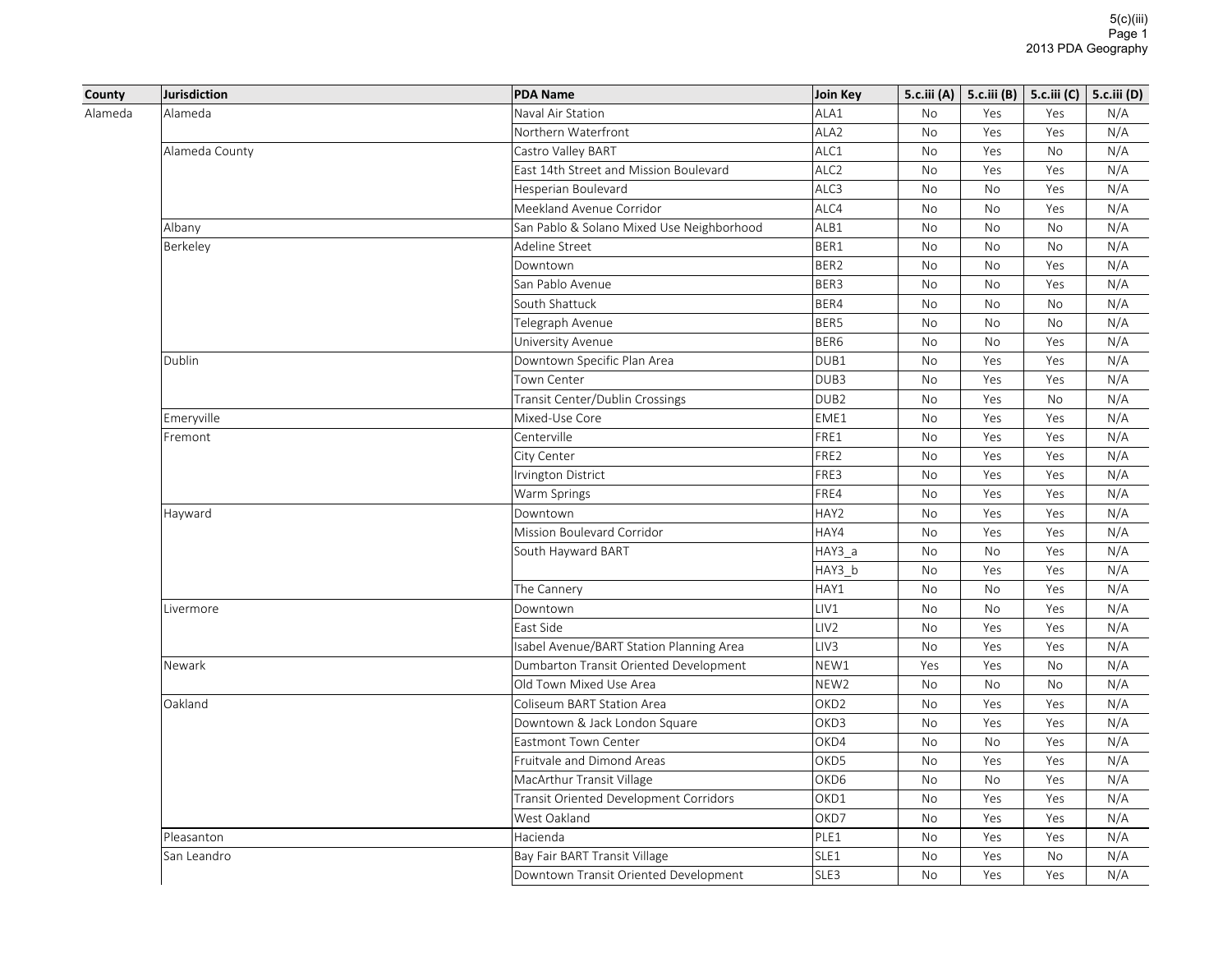| County | Jurisdiction | PDA Name | Join Key | 5.c.iii (A) | 5.c.iii (B) | 5.c.iii (C) | 5.c.iii (D) |
|---|---|---|---|---|---|---|---|
| Alameda | Alameda | Naval Air Station | ALA1 | No | Yes | Yes | N/A |
| | | Northern Waterfront | ALA2 | No | Yes | Yes | N/A |
| | Alameda County | Castro Valley BART | ALC1 | No | Yes | No | N/A |
| | | East 14th Street and Mission Boulevard | ALC2 | No | Yes | Yes | N/A |
| | | Hesperian Boulevard | ALC3 | No | No | Yes | N/A |
| | | Meekland Avenue Corridor | ALC4 | No | No | Yes | N/A |
| | Albany | San Pablo & Solano Mixed Use Neighborhood | ALB1 | No | No | No | N/A |
| | Berkeley | Adeline Street | BER1 | No | No | No | N/A |
| | | Downtown | BER2 | No | No | Yes | N/A |
| | | San Pablo Avenue | BER3 | No | No | Yes | N/A |
| | | South Shattuck | BER4 | No | No | No | N/A |
| | | Telegraph Avenue | BER5 | No | No | No | N/A |
| | | University Avenue | BER6 | No | No | Yes | N/A |
| | Dublin | Downtown Specific Plan Area | DUB1 | No | Yes | Yes | N/A |
| | | Town Center | DUB3 | No | Yes | Yes | N/A |
| | | Transit Center/Dublin Crossings | DUB2 | No | Yes | No | N/A |
| | Emeryville | Mixed-Use Core | EME1 | No | Yes | Yes | N/A |
| | Fremont | Centerville | FRE1 | No | Yes | Yes | N/A |
| | | City Center | FRE2 | No | Yes | Yes | N/A |
| | | Irvington District | FRE3 | No | Yes | Yes | N/A |
| | | Warm Springs | FRE4 | No | Yes | Yes | N/A |
| | Hayward | Downtown | HAY2 | No | Yes | Yes | N/A |
| | | Mission Boulevard Corridor | HAY4 | No | Yes | Yes | N/A |
| | | South Hayward BART | HAY3_a | No | No | Yes | N/A |
| | | | HAY3_b | No | Yes | Yes | N/A |
| | | The Cannery | HAY1 | No | No | Yes | N/A |
| | Livermore | Downtown | LIV1 | No | No | Yes | N/A |
| | | East Side | LIV2 | No | Yes | Yes | N/A |
| | | Isabel Avenue/BART Station Planning Area | LIV3 | No | Yes | Yes | N/A |
| | Newark | Dumbarton Transit Oriented Development | NEW1 | Yes | Yes | No | N/A |
| | | Old Town Mixed Use Area | NEW2 | No | No | No | N/A |
| | Oakland | Coliseum BART Station Area | OKD2 | No | Yes | Yes | N/A |
| | | Downtown & Jack London Square | OKD3 | No | Yes | Yes | N/A |
| | | Eastmont Town Center | OKD4 | No | No | Yes | N/A |
| | | Fruitvale and Dimond Areas | OKD5 | No | Yes | Yes | N/A |
| | | MacArthur Transit Village | OKD6 | No | No | Yes | N/A |
| | | Transit Oriented Development Corridors | OKD1 | No | Yes | Yes | N/A |
| | | West Oakland | OKD7 | No | Yes | Yes | N/A |
| | Pleasanton | Hacienda | PLE1 | No | Yes | Yes | N/A |
| | San Leandro | Bay Fair BART Transit Village | SLE1 | No | Yes | No | N/A |
| | | Downtown Transit Oriented Development | SLE3 | No | Yes | Yes | N/A |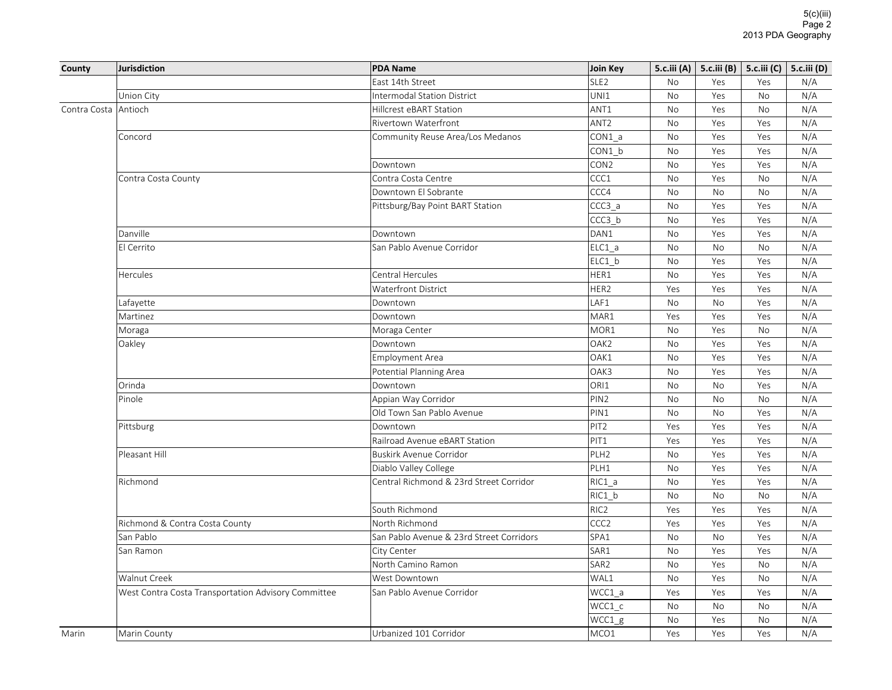| County | Jurisdiction | PDA Name | Join Key | 5.c.iii (A) | 5.c.iii (B) | 5.c.iii (C) | 5.c.iii (D) |
|---|---|---|---|---|---|---|---|
| | | East 14th Street | SLE2 | No | Yes | Yes | N/A |
| | Union City | Intermodal Station District | UNI1 | No | Yes | No | N/A |
| Contra Costa | Antioch | Hillcrest eBART Station | ANT1 | No | Yes | No | N/A |
| | | Rivertown Waterfront | ANT2 | No | Yes | Yes | N/A |
| | Concord | Community Reuse Area/Los Medanos | CON1_a | No | Yes | Yes | N/A |
| | | | CON1_b | No | Yes | Yes | N/A |
| | | Downtown | CON2 | No | Yes | Yes | N/A |
| | Contra Costa County | Contra Costa Centre | CCC1 | No | Yes | No | N/A |
| | | Downtown El Sobrante | CCC4 | No | No | No | N/A |
| | | Pittsburg/Bay Point BART Station | CCC3_a | No | Yes | Yes | N/A |
| | | | CCC3_b | No | Yes | Yes | N/A |
| | Danville | Downtown | DAN1 | No | Yes | Yes | N/A |
| | El Cerrito | San Pablo Avenue Corridor | ELC1_a | No | No | No | N/A |
| | | | ELC1_b | No | Yes | Yes | N/A |
| | Hercules | Central Hercules | HER1 | No | Yes | Yes | N/A |
| | | Waterfront District | HER2 | Yes | Yes | Yes | N/A |
| | Lafayette | Downtown | LAF1 | No | No | Yes | N/A |
| | Martinez | Downtown | MAR1 | Yes | Yes | Yes | N/A |
| | Moraga | Moraga Center | MOR1 | No | Yes | No | N/A |
| | Oakley | Downtown | OAK2 | No | Yes | Yes | N/A |
| | | Employment Area | OAK1 | No | Yes | Yes | N/A |
| | | Potential Planning Area | OAK3 | No | Yes | Yes | N/A |
| | Orinda | Downtown | ORI1 | No | No | Yes | N/A |
| | Pinole | Appian Way Corridor | PIN2 | No | No | No | N/A |
| | | Old Town San Pablo Avenue | PIN1 | No | No | Yes | N/A |
| | Pittsburg | Downtown | PIT2 | Yes | Yes | Yes | N/A |
| | | Railroad Avenue eBART Station | PIT1 | Yes | Yes | Yes | N/A |
| | Pleasant Hill | Buskirk Avenue Corridor | PLH2 | No | Yes | Yes | N/A |
| | | Diablo Valley College | PLH1 | No | Yes | Yes | N/A |
| | Richmond | Central Richmond & 23rd Street Corridor | RIC1_a | No | Yes | Yes | N/A |
| | | | RIC1_b | No | No | No | N/A |
| | | South Richmond | RIC2 | Yes | Yes | Yes | N/A |
| | Richmond & Contra Costa County | North Richmond | CCC2 | Yes | Yes | Yes | N/A |
| | San Pablo | San Pablo Avenue & 23rd Street Corridors | SPA1 | No | No | Yes | N/A |
| | San Ramon | City Center | SAR1 | No | Yes | Yes | N/A |
| | | North Camino Ramon | SAR2 | No | Yes | No | N/A |
| | Walnut Creek | West Downtown | WAL1 | No | Yes | No | N/A |
| | West Contra Costa Transportation Advisory Committee | San Pablo Avenue Corridor | WCC1_a | Yes | Yes | Yes | N/A |
| | | | WCC1_c | No | No | No | N/A |
| | | | WCC1_g | No | Yes | No | N/A |
| Marin | Marin County | Urbanized 101 Corridor | MCO1 | Yes | Yes | Yes | N/A |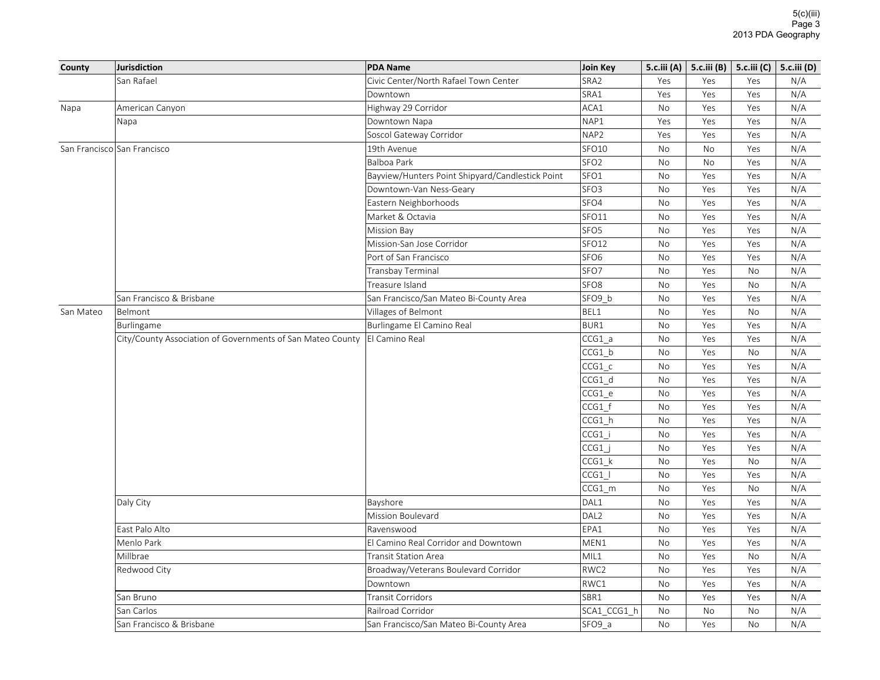| County | Jurisdiction | PDA Name | Join Key | 5.c.iii (A) | 5.c.iii (B) | 5.c.iii (C) | 5.c.iii (D) |
|---|---|---|---|---|---|---|---|
| | San Rafael | Civic Center/North Rafael Town Center | SRA2 | Yes | Yes | Yes | N/A |
| | | Downtown | SRA1 | Yes | Yes | Yes | N/A |
| Napa | American Canyon | Highway 29 Corridor | ACA1 | No | Yes | Yes | N/A |
| | Napa | Downtown Napa | NAP1 | Yes | Yes | Yes | N/A |
| | | Soscol Gateway Corridor | NAP2 | Yes | Yes | Yes | N/A |
| San Francisco | San Francisco | 19th Avenue | SFO10 | No | No | Yes | N/A |
| | | Balboa Park | SFO2 | No | No | Yes | N/A |
| | | Bayview/Hunters Point Shipyard/Candlestick Point | SFO1 | No | Yes | Yes | N/A |
| | | Downtown-Van Ness-Geary | SFO3 | No | Yes | Yes | N/A |
| | | Eastern Neighborhoods | SFO4 | No | Yes | Yes | N/A |
| | | Market & Octavia | SFO11 | No | Yes | Yes | N/A |
| | | Mission Bay | SFO5 | No | Yes | Yes | N/A |
| | | Mission-San Jose Corridor | SFO12 | No | Yes | Yes | N/A |
| | | Port of San Francisco | SFO6 | No | Yes | Yes | N/A |
| | | Transbay Terminal | SFO7 | No | Yes | No | N/A |
| | | Treasure Island | SFO8 | No | Yes | No | N/A |
| | San Francisco & Brisbane | San Francisco/San Mateo Bi-County Area | SFO9_b | No | Yes | Yes | N/A |
| San Mateo | Belmont | Villages of Belmont | BEL1 | No | Yes | No | N/A |
| | Burlingame | Burlingame El Camino Real | BUR1 | No | Yes | Yes | N/A |
| | City/County Association of Governments of San Mateo County | El Camino Real | CCG1_a | No | Yes | Yes | N/A |
| | | | CCG1_b | No | Yes | No | N/A |
| | | | CCG1_c | No | Yes | Yes | N/A |
| | | | CCG1_d | No | Yes | Yes | N/A |
| | | | CCG1_e | No | Yes | Yes | N/A |
| | | | CCG1_f | No | Yes | Yes | N/A |
| | | | CCG1_h | No | Yes | Yes | N/A |
| | | | CCG1_i | No | Yes | Yes | N/A |
| | | | CCG1_j | No | Yes | Yes | N/A |
| | | | CCG1_k | No | Yes | No | N/A |
| | | | CCG1_l | No | Yes | Yes | N/A |
| | | | CCG1_m | No | Yes | No | N/A |
| | Daly City | Bayshore | DAL1 | No | Yes | Yes | N/A |
| | | Mission Boulevard | DAL2 | No | Yes | Yes | N/A |
| | East Palo Alto | Ravenswood | EPA1 | No | Yes | Yes | N/A |
| | Menlo Park | El Camino Real Corridor and Downtown | MEN1 | No | Yes | Yes | N/A |
| | Millbrae | Transit Station Area | MIL1 | No | Yes | No | N/A |
| | Redwood City | Broadway/Veterans Boulevard Corridor | RWC2 | No | Yes | Yes | N/A |
| | | Downtown | RWC1 | No | Yes | Yes | N/A |
| | San Bruno | Transit Corridors | SBR1 | No | Yes | Yes | N/A |
| | San Carlos | Railroad Corridor | SCA1_CCG1_h | No | No | No | N/A |
| | San Francisco & Brisbane | San Francisco/San Mateo Bi-County Area | SFO9_a | No | Yes | No | N/A |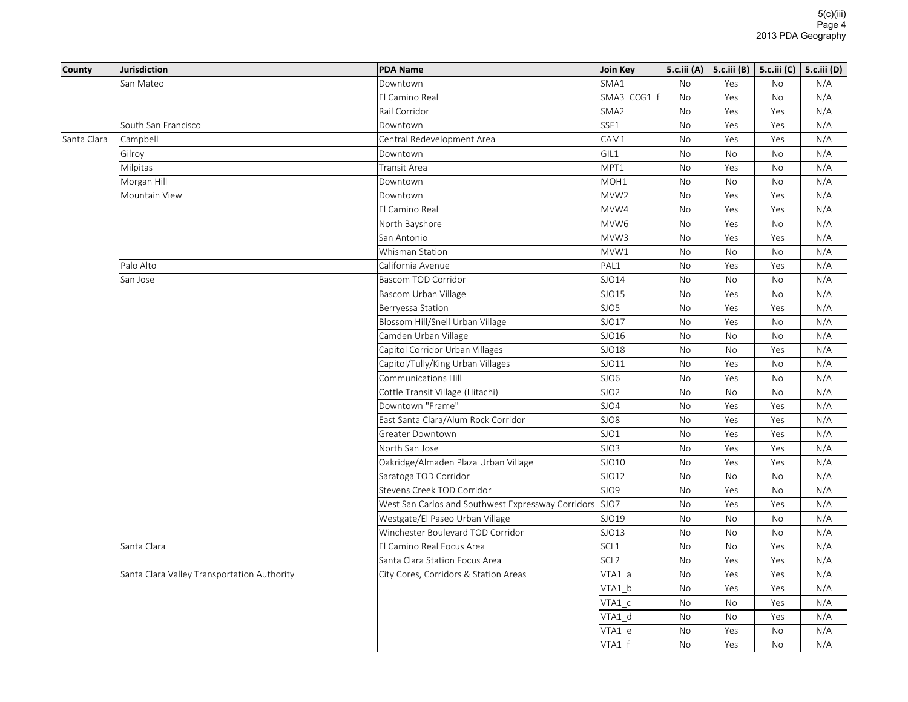| County | Jurisdiction | PDA Name | Join Key | 5.c.iii (A) | 5.c.iii (B) | 5.c.iii (C) | 5.c.iii (D) |
|---|---|---|---|---|---|---|---|
| | San Mateo | Downtown | SMA1 | No | Yes | No | N/A |
| | | El Camino Real | SMA3_CCG1_f | No | Yes | No | N/A |
| | | Rail Corridor | SMA2 | No | Yes | Yes | N/A |
| | South San Francisco | Downtown | SSF1 | No | Yes | Yes | N/A |
| Santa Clara | Campbell | Central Redevelopment Area | CAM1 | No | Yes | Yes | N/A |
| | Gilroy | Downtown | GIL1 | No | No | No | N/A |
| | Milpitas | Transit Area | MPT1 | No | Yes | No | N/A |
| | Morgan Hill | Downtown | MOH1 | No | No | No | N/A |
| | Mountain View | Downtown | MVW2 | No | Yes | Yes | N/A |
| | | El Camino Real | MVW4 | No | Yes | Yes | N/A |
| | | North Bayshore | MVW6 | No | Yes | No | N/A |
| | | San Antonio | MVW3 | No | Yes | Yes | N/A |
| | | Whisman Station | MVW1 | No | No | No | N/A |
| | Palo Alto | California Avenue | PAL1 | No | Yes | Yes | N/A |
| | San Jose | Bascom TOD Corridor | SJO14 | No | No | No | N/A |
| | | Bascom Urban Village | SJO15 | No | Yes | No | N/A |
| | | Berryessa Station | SJO5 | No | Yes | Yes | N/A |
| | | Blossom Hill/Snell Urban Village | SJO17 | No | Yes | No | N/A |
| | | Camden Urban Village | SJO16 | No | No | No | N/A |
| | | Capitol Corridor Urban Villages | SJO18 | No | No | Yes | N/A |
| | | Capitol/Tully/King Urban Villages | SJO11 | No | Yes | No | N/A |
| | | Communications Hill | SJO6 | No | Yes | No | N/A |
| | | Cottle Transit Village (Hitachi) | SJO2 | No | No | No | N/A |
| | | Downtown "Frame" | SJO4 | No | Yes | Yes | N/A |
| | | East Santa Clara/Alum Rock Corridor | SJO8 | No | Yes | Yes | N/A |
| | | Greater Downtown | SJO1 | No | Yes | Yes | N/A |
| | | North San Jose | SJO3 | No | Yes | Yes | N/A |
| | | Oakridge/Almaden Plaza Urban Village | SJO10 | No | Yes | Yes | N/A |
| | | Saratoga TOD Corridor | SJO12 | No | No | No | N/A |
| | | Stevens Creek TOD Corridor | SJO9 | No | Yes | No | N/A |
| | | West San Carlos and Southwest Expressway Corridors | SJO7 | No | Yes | Yes | N/A |
| | | Westgate/El Paseo Urban Village | SJO19 | No | No | No | N/A |
| | | Winchester Boulevard TOD Corridor | SJO13 | No | No | No | N/A |
| | Santa Clara | El Camino Real Focus Area | SCL1 | No | No | Yes | N/A |
| | | Santa Clara Station Focus Area | SCL2 | No | Yes | Yes | N/A |
| | Santa Clara Valley Transportation Authority | City Cores, Corridors & Station Areas | VTA1_a | No | Yes | Yes | N/A |
| | | | VTA1_b | No | Yes | Yes | N/A |
| | | | VTA1_c | No | No | Yes | N/A |
| | | | VTA1_d | No | No | Yes | N/A |
| | | | VTA1_e | No | Yes | No | N/A |
| | | | VTA1_f | No | Yes | No | N/A |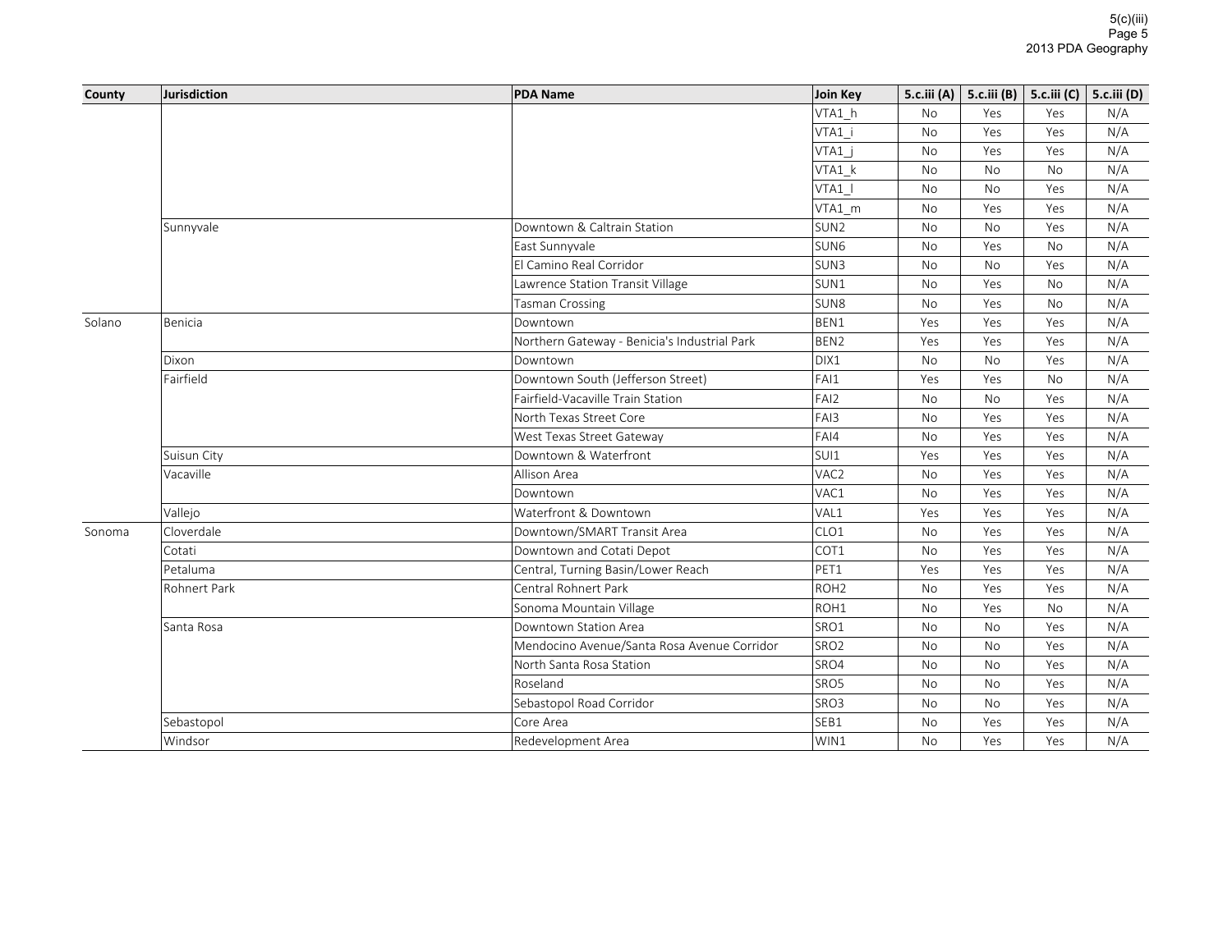| County | Jurisdiction | PDA Name | Join Key | 5.c.iii (A) | 5.c.iii (B) | 5.c.iii (C) | 5.c.iii (D) |
|---|---|---|---|---|---|---|---|
| | | | VTA1_h | No | Yes | Yes | N/A |
| | | | VTA1_i | No | Yes | Yes | N/A |
| | | | VTA1_j | No | Yes | Yes | N/A |
| | | | VTA1_k | No | No | No | N/A |
| | | | VTA1_l | No | No | Yes | N/A |
| | | | VTA1_m | No | Yes | Yes | N/A |
| | Sunnyvale | Downtown & Caltrain Station | SUN2 | No | No | Yes | N/A |
| | | East Sunnyvale | SUN6 | No | Yes | No | N/A |
| | | El Camino Real Corridor | SUN3 | No | No | Yes | N/A |
| | | Lawrence Station Transit Village | SUN1 | No | Yes | No | N/A |
| | | Tasman Crossing | SUN8 | No | Yes | No | N/A |
| Solano | Benicia | Downtown | BEN1 | Yes | Yes | Yes | N/A |
| | | Northern Gateway - Benicia's Industrial Park | BEN2 | Yes | Yes | Yes | N/A |
| | Dixon | Downtown | DIX1 | No | No | Yes | N/A |
| | Fairfield | Downtown South (Jefferson Street) | FAI1 | Yes | Yes | No | N/A |
| | | Fairfield-Vacaville Train Station | FAI2 | No | No | Yes | N/A |
| | | North Texas Street Core | FAI3 | No | Yes | Yes | N/A |
| | | West Texas Street Gateway | FAI4 | No | Yes | Yes | N/A |
| | Suisun City | Downtown & Waterfront | SUI1 | Yes | Yes | Yes | N/A |
| | Vacaville | Allison Area | VAC2 | No | Yes | Yes | N/A |
| | | Downtown | VAC1 | No | Yes | Yes | N/A |
| | Vallejo | Waterfront & Downtown | VAL1 | Yes | Yes | Yes | N/A |
| Sonoma | Cloverdale | Downtown/SMART Transit Area | CLO1 | No | Yes | Yes | N/A |
| | Cotati | Downtown and Cotati Depot | COT1 | No | Yes | Yes | N/A |
| | Petaluma | Central, Turning Basin/Lower Reach | PET1 | Yes | Yes | Yes | N/A |
| | Rohnert Park | Central Rohnert Park | ROH2 | No | Yes | Yes | N/A |
| | | Sonoma Mountain Village | ROH1 | No | Yes | No | N/A |
| | Santa Rosa | Downtown Station Area | SRO1 | No | No | Yes | N/A |
| | | Mendocino Avenue/Santa Rosa Avenue Corridor | SRO2 | No | No | Yes | N/A |
| | | North Santa Rosa Station | SRO4 | No | No | Yes | N/A |
| | | Roseland | SRO5 | No | No | Yes | N/A |
| | | Sebastopol Road Corridor | SRO3 | No | No | Yes | N/A |
| | Sebastopol | Core Area | SEB1 | No | Yes | Yes | N/A |
| | Windsor | Redevelopment Area | WIN1 | No | Yes | Yes | N/A |